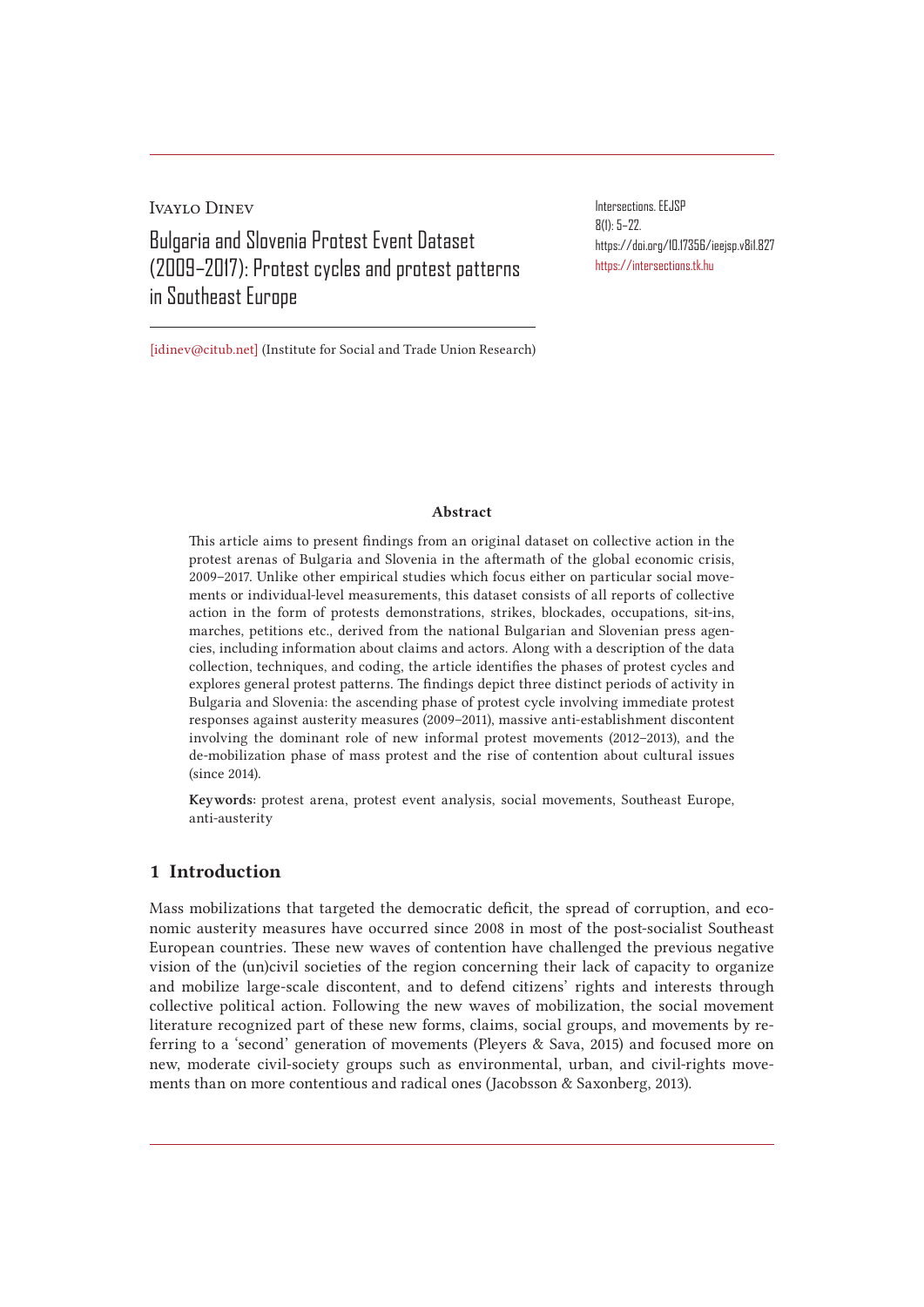Ivaylo Dinev

# Bulgaria and Slovenia Protest Event Dataset (2009–2017): Protest cycles and protest patterns in Southeast Europe

Intersections. EEJSP
8(1): 5–22.
https://doi.org/10.17356/ieejsp.v8i1.827
https://intersections.tk.hu

[idinev@citub.net] (Institute for Social and Trade Union Research)

**Abstract**

This article aims to present findings from an original dataset on collective action in the protest arenas of Bulgaria and Slovenia in the aftermath of the global economic crisis, 2009–2017. Unlike other empirical studies which focus either on particular social movements or individual-level measurements, this dataset consists of all reports of collective action in the form of protests demonstrations, strikes, blockades, occupations, sit-ins, marches, petitions etc., derived from the national Bulgarian and Slovenian press agencies, including information about claims and actors. Along with a description of the data collection, techniques, and coding, the article identifies the phases of protest cycles and explores general protest patterns. The findings depict three distinct periods of activity in Bulgaria and Slovenia: the ascending phase of protest cycle involving immediate protest responses against austerity measures (2009–2011), massive anti-establishment discontent involving the dominant role of new informal protest movements (2012–2013), and the de-mobilization phase of mass protest and the rise of contention about cultural issues (since 2014).

**Keywords:** protest arena, protest event analysis, social movements, Southeast Europe, anti-austerity

## 1 Introduction

Mass mobilizations that targeted the democratic deficit, the spread of corruption, and economic austerity measures have occurred since 2008 in most of the post-socialist Southeast European countries. These new waves of contention have challenged the previous negative vision of the (un)civil societies of the region concerning their lack of capacity to organize and mobilize large-scale discontent, and to defend citizens' rights and interests through collective political action. Following the new waves of mobilization, the social movement literature recognized part of these new forms, claims, social groups, and movements by referring to a 'second' generation of movements (Pleyers & Sava, 2015) and focused more on new, moderate civil-society groups such as environmental, urban, and civil-rights movements than on more contentious and radical ones (Jacobsson & Saxonberg, 2013).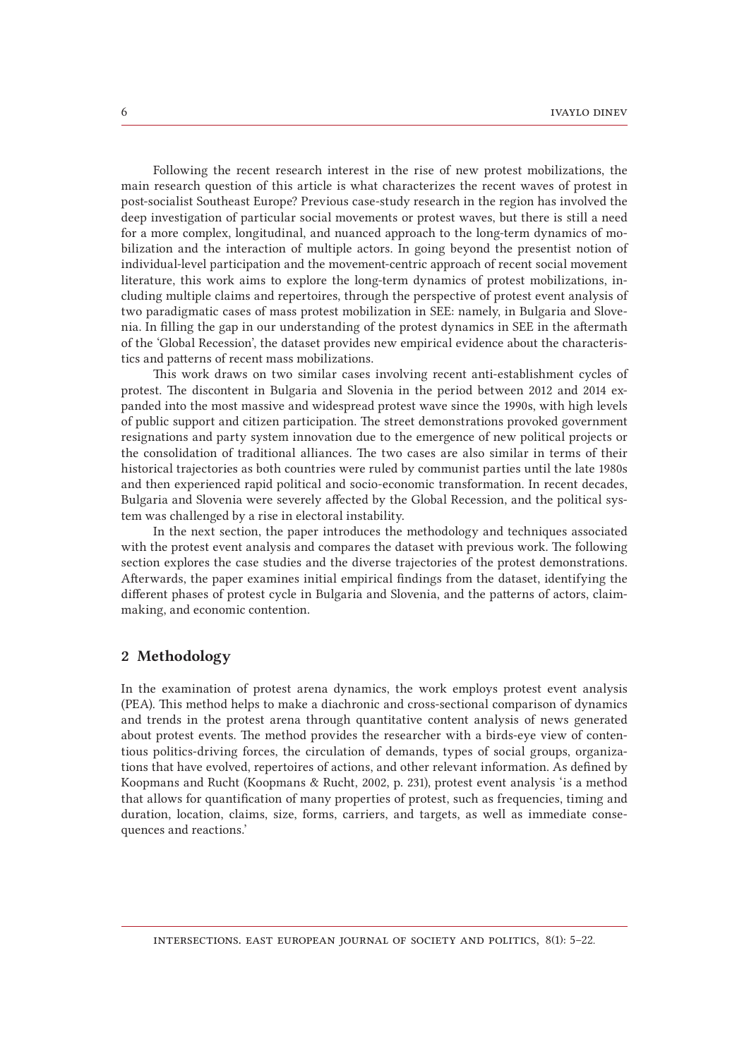Following the recent research interest in the rise of new protest mobilizations, the main research question of this article is what characterizes the recent waves of protest in post-socialist Southeast Europe? Previous case-study research in the region has involved the deep investigation of particular social movements or protest waves, but there is still a need for a more complex, longitudinal, and nuanced approach to the long-term dynamics of mobilization and the interaction of multiple actors. In going beyond the presentist notion of individual-level participation and the movement-centric approach of recent social movement literature, this work aims to explore the long-term dynamics of protest mobilizations, including multiple claims and repertoires, through the perspective of protest event analysis of two paradigmatic cases of mass protest mobilization in SEE: namely, in Bulgaria and Slovenia. In filling the gap in our understanding of the protest dynamics in SEE in the aftermath of the 'Global Recession', the dataset provides new empirical evidence about the characteristics and patterns of recent mass mobilizations.

This work draws on two similar cases involving recent anti-establishment cycles of protest. The discontent in Bulgaria and Slovenia in the period between 2012 and 2014 expanded into the most massive and widespread protest wave since the 1990s, with high levels of public support and citizen participation. The street demonstrations provoked government resignations and party system innovation due to the emergence of new political projects or the consolidation of traditional alliances. The two cases are also similar in terms of their historical trajectories as both countries were ruled by communist parties until the late 1980s and then experienced rapid political and socio-economic transformation. In recent decades, Bulgaria and Slovenia were severely affected by the Global Recession, and the political system was challenged by a rise in electoral instability.

In the next section, the paper introduces the methodology and techniques associated with the protest event analysis and compares the dataset with previous work. The following section explores the case studies and the diverse trajectories of the protest demonstrations. Afterwards, the paper examines initial empirical findings from the dataset, identifying the different phases of protest cycle in Bulgaria and Slovenia, and the patterns of actors, claim-making, and economic contention.

## 2 Methodology

In the examination of protest arena dynamics, the work employs protest event analysis (PEA). This method helps to make a diachronic and cross-sectional comparison of dynamics and trends in the protest arena through quantitative content analysis of news generated about protest events. The method provides the researcher with a birds-eye view of contentious politics-driving forces, the circulation of demands, types of social groups, organizations that have evolved, repertoires of actions, and other relevant information. As defined by Koopmans and Rucht (Koopmans & Rucht, 2002, p. 231), protest event analysis 'is a method that allows for quantification of many properties of protest, such as frequencies, timing and duration, location, claims, size, forms, carriers, and targets, as well as immediate consequences and reactions.'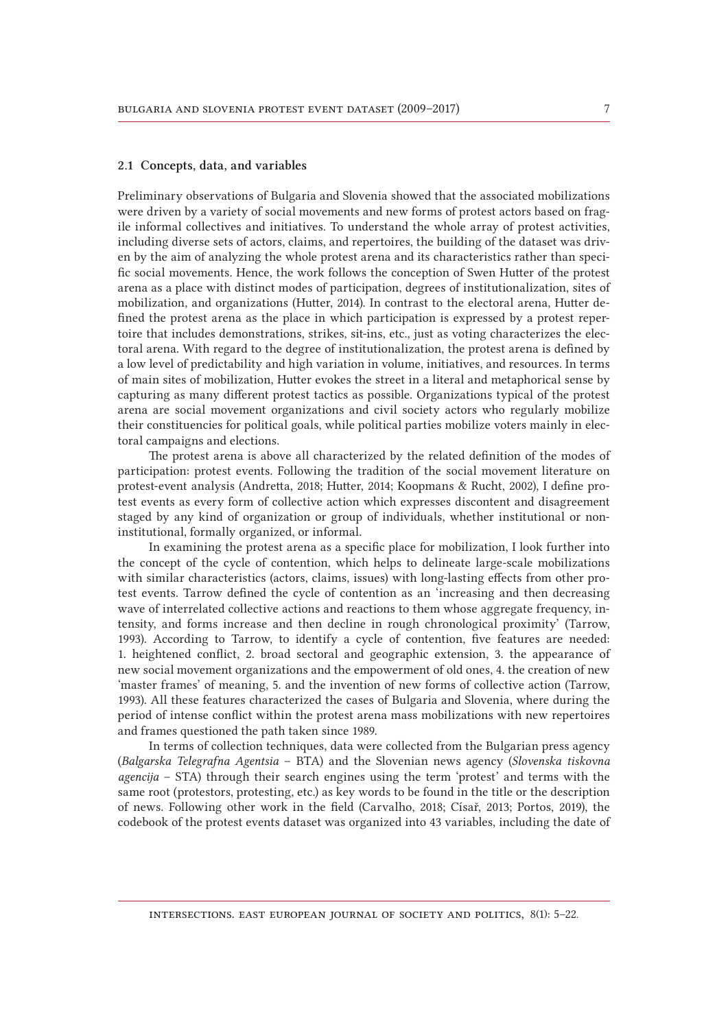### 2.1 Concepts, data, and variables

Preliminary observations of Bulgaria and Slovenia showed that the associated mobilizations were driven by a variety of social movements and new forms of protest actors based on fragile informal collectives and initiatives. To understand the whole array of protest activities, including diverse sets of actors, claims, and repertoires, the building of the dataset was driven by the aim of analyzing the whole protest arena and its characteristics rather than specific social movements. Hence, the work follows the conception of Swen Hutter of the protest arena as a place with distinct modes of participation, degrees of institutionalization, sites of mobilization, and organizations (Hutter, 2014). In contrast to the electoral arena, Hutter defined the protest arena as the place in which participation is expressed by a protest repertoire that includes demonstrations, strikes, sit-ins, etc., just as voting characterizes the electoral arena. With regard to the degree of institutionalization, the protest arena is defined by a low level of predictability and high variation in volume, initiatives, and resources. In terms of main sites of mobilization, Hutter evokes the street in a literal and metaphorical sense by capturing as many different protest tactics as possible. Organizations typical of the protest arena are social movement organizations and civil society actors who regularly mobilize their constituencies for political goals, while political parties mobilize voters mainly in electoral campaigns and elections.

The protest arena is above all characterized by the related definition of the modes of participation: protest events. Following the tradition of the social movement literature on protest-event analysis (Andretta, 2018; Hutter, 2014; Koopmans & Rucht, 2002), I define protest events as every form of collective action which expresses discontent and disagreement staged by any kind of organization or group of individuals, whether institutional or non-institutional, formally organized, or informal.

In examining the protest arena as a specific place for mobilization, I look further into the concept of the cycle of contention, which helps to delineate large-scale mobilizations with similar characteristics (actors, claims, issues) with long-lasting effects from other protest events. Tarrow defined the cycle of contention as an 'increasing and then decreasing wave of interrelated collective actions and reactions to them whose aggregate frequency, intensity, and forms increase and then decline in rough chronological proximity' (Tarrow, 1993). According to Tarrow, to identify a cycle of contention, five features are needed: 1. heightened conflict, 2. broad sectoral and geographic extension, 3. the appearance of new social movement organizations and the empowerment of old ones, 4. the creation of new 'master frames' of meaning, 5. and the invention of new forms of collective action (Tarrow, 1993). All these features characterized the cases of Bulgaria and Slovenia, where during the period of intense conflict within the protest arena mass mobilizations with new repertoires and frames questioned the path taken since 1989.

In terms of collection techniques, data were collected from the Bulgarian press agency (*Balgarska Telegrafna Agentsia* – BTA) and the Slovenian news agency (*Slovenska tiskovna agencija* – STA) through their search engines using the term 'protest' and terms with the same root (protestors, protesting, etc.) as key words to be found in the title or the description of news. Following other work in the field (Carvalho, 2018; Císař, 2013; Portos, 2019), the codebook of the protest events dataset was organized into 43 variables, including the date of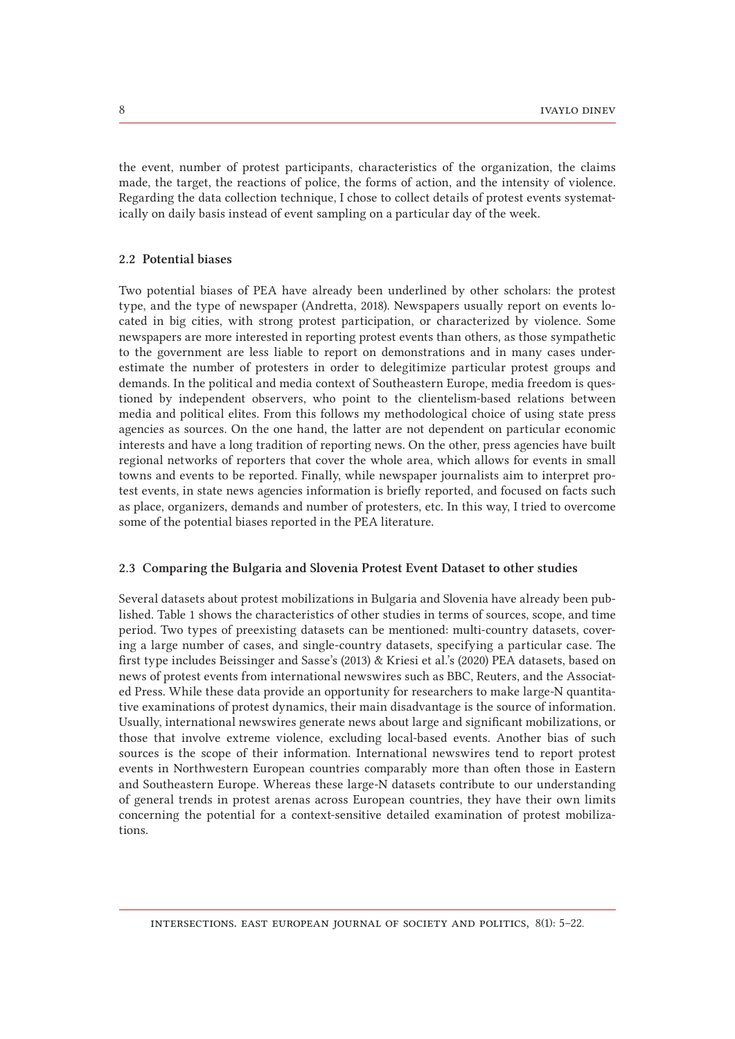the event, number of protest participants, characteristics of the organization, the claims made, the target, the reactions of police, the forms of action, and the intensity of violence. Regarding the data collection technique, I chose to collect details of protest events systematically on daily basis instead of event sampling on a particular day of the week.

### 2.2 Potential biases

Two potential biases of PEA have already been underlined by other scholars: the protest type, and the type of newspaper (Andretta, 2018). Newspapers usually report on events located in big cities, with strong protest participation, or characterized by violence. Some newspapers are more interested in reporting protest events than others, as those sympathetic to the government are less liable to report on demonstrations and in many cases underestimate the number of protesters in order to delegitimize particular protest groups and demands. In the political and media context of Southeastern Europe, media freedom is questioned by independent observers, who point to the clientelism-based relations between media and political elites. From this follows my methodological choice of using state press agencies as sources. On the one hand, the latter are not dependent on particular economic interests and have a long tradition of reporting news. On the other, press agencies have built regional networks of reporters that cover the whole area, which allows for events in small towns and events to be reported. Finally, while newspaper journalists aim to interpret protest events, in state news agencies information is briefly reported, and focused on facts such as place, organizers, demands and number of protesters, etc. In this way, I tried to overcome some of the potential biases reported in the PEA literature.

### 2.3 Comparing the Bulgaria and Slovenia Protest Event Dataset to other studies

Several datasets about protest mobilizations in Bulgaria and Slovenia have already been published. Table 1 shows the characteristics of other studies in terms of sources, scope, and time period. Two types of preexisting datasets can be mentioned: multi-country datasets, covering a large number of cases, and single-country datasets, specifying a particular case. The first type includes Beissinger and Sasse's (2013) & Kriesi et al.'s (2020) PEA datasets, based on news of protest events from international newswires such as BBC, Reuters, and the Associated Press. While these data provide an opportunity for researchers to make large-N quantitative examinations of protest dynamics, their main disadvantage is the source of information. Usually, international newswires generate news about large and significant mobilizations, or those that involve extreme violence, excluding local-based events. Another bias of such sources is the scope of their information. International newswires tend to report protest events in Northwestern European countries comparably more than often those in Eastern and Southeastern Europe. Whereas these large-N datasets contribute to our understanding of general trends in protest arenas across European countries, they have their own limits concerning the potential for a context-sensitive detailed examination of protest mobilizations.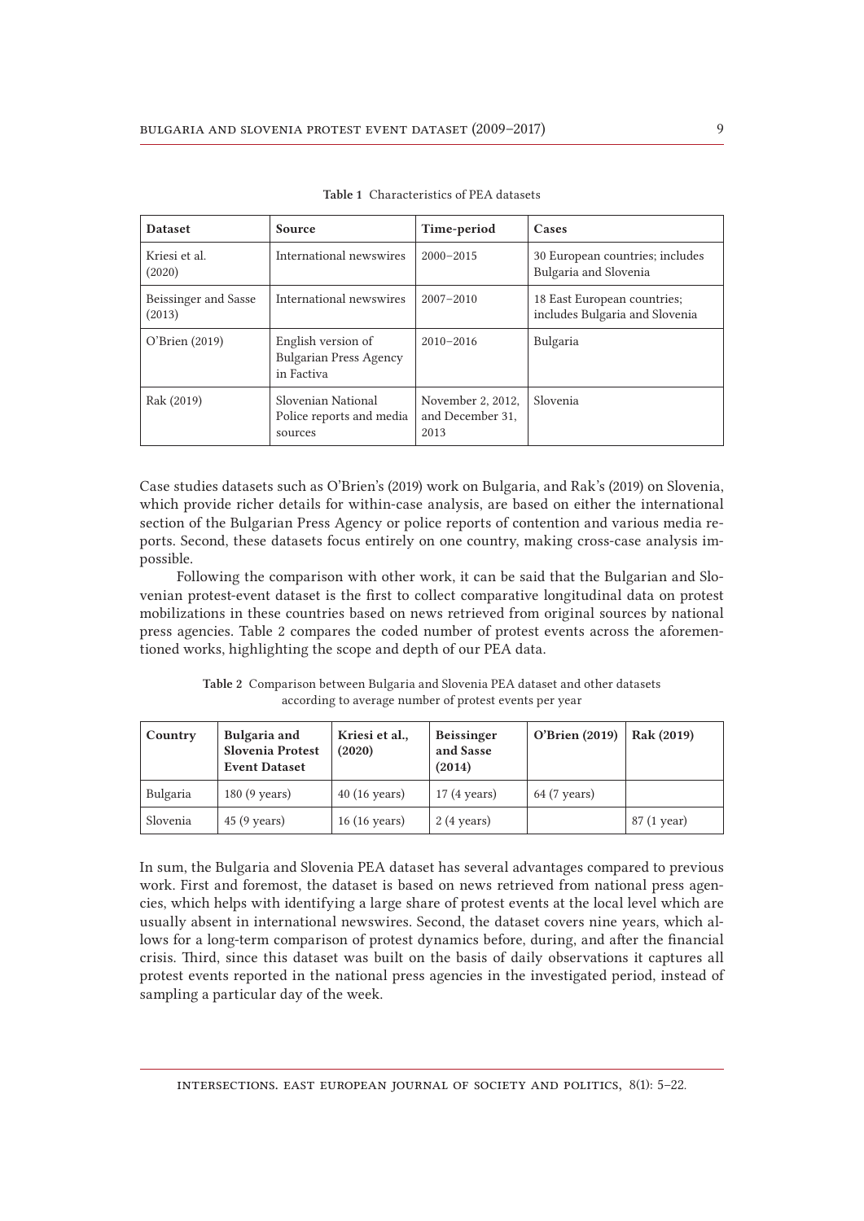**Table 1** Characteristics of PEA datasets

| Dataset | Source | Time-period | Cases |
|---|---|---|---|
| Kriesi et al. (2020) | International newswires | 2000–2015 | 30 European countries; includes Bulgaria and Slovenia |
| Beissinger and Sasse (2013) | International newswires | 2007–2010 | 18 East European countries; includes Bulgaria and Slovenia |
| O'Brien (2019) | English version of Bulgarian Press Agency in Factiva | 2010–2016 | Bulgaria |
| Rak (2019) | Slovenian National Police reports and media sources | November 2, 2012, and December 31, 2013 | Slovenia |

Case studies datasets such as O'Brien's (2019) work on Bulgaria, and Rak's (2019) on Slovenia, which provide richer details for within-case analysis, are based on either the international section of the Bulgarian Press Agency or police reports of contention and various media reports. Second, these datasets focus entirely on one country, making cross-case analysis impossible.

Following the comparison with other work, it can be said that the Bulgarian and Slovenian protest-event dataset is the first to collect comparative longitudinal data on protest mobilizations in these countries based on news retrieved from original sources by national press agencies. Table 2 compares the coded number of protest events across the aforementioned works, highlighting the scope and depth of our PEA data.

**Table 2** Comparison between Bulgaria and Slovenia PEA dataset and other datasets according to average number of protest events per year

| Country | Bulgaria and Slovenia Protest Event Dataset | Kriesi et al., (2020) | Beissinger and Sasse (2014) | O'Brien (2019) | Rak (2019) |
|---|---|---|---|---|---|
| Bulgaria | 180 (9 years) | 40 (16 years) | 17 (4 years) | 64 (7 years) | |
| Slovenia | 45 (9 years) | 16 (16 years) | 2 (4 years) | | 87 (1 year) |

In sum, the Bulgaria and Slovenia PEA dataset has several advantages compared to previous work. First and foremost, the dataset is based on news retrieved from national press agencies, which helps with identifying a large share of protest events at the local level which are usually absent in international newswires. Second, the dataset covers nine years, which allows for a long-term comparison of protest dynamics before, during, and after the financial crisis. Third, since this dataset was built on the basis of daily observations it captures all protest events reported in the national press agencies in the investigated period, instead of sampling a particular day of the week.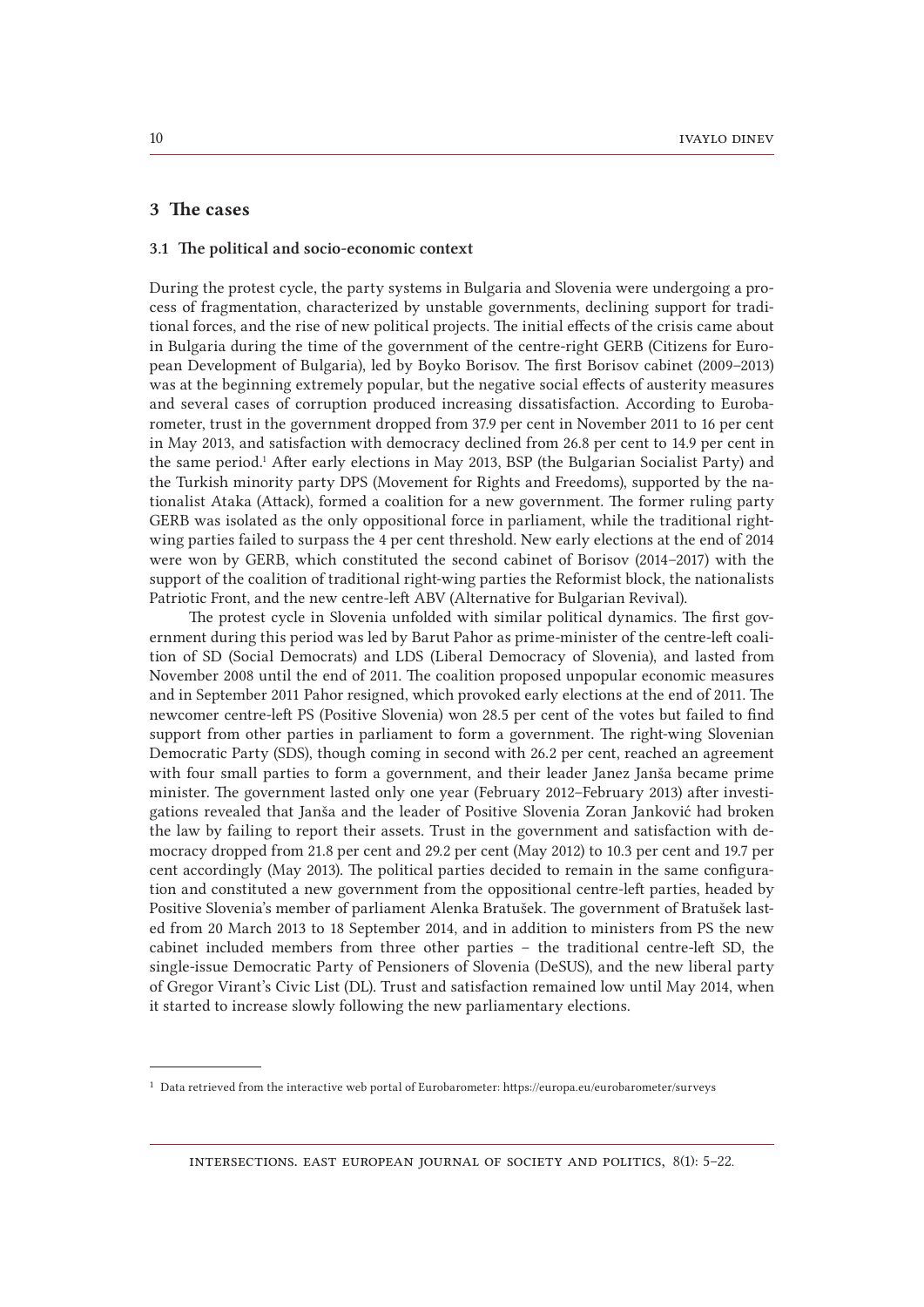## 3 The cases

### 3.1 The political and socio-economic context

During the protest cycle, the party systems in Bulgaria and Slovenia were undergoing a process of fragmentation, characterized by unstable governments, declining support for traditional forces, and the rise of new political projects. The initial effects of the crisis came about in Bulgaria during the time of the government of the centre-right GERB (Citizens for European Development of Bulgaria), led by Boyko Borisov. The first Borisov cabinet (2009–2013) was at the beginning extremely popular, but the negative social effects of austerity measures and several cases of corruption produced increasing dissatisfaction. According to Eurobarometer, trust in the government dropped from 37.9 per cent in November 2011 to 16 per cent in May 2013, and satisfaction with democracy declined from 26.8 per cent to 14.9 per cent in the same period.[1] After early elections in May 2013, BSP (the Bulgarian Socialist Party) and the Turkish minority party DPS (Movement for Rights and Freedoms), supported by the nationalist Ataka (Attack), formed a coalition for a new government. The former ruling party GERB was isolated as the only oppositional force in parliament, while the traditional right-wing parties failed to surpass the 4 per cent threshold. New early elections at the end of 2014 were won by GERB, which constituted the second cabinet of Borisov (2014–2017) with the support of the coalition of traditional right-wing parties the Reformist block, the nationalists Patriotic Front, and the new centre-left ABV (Alternative for Bulgarian Revival).

The protest cycle in Slovenia unfolded with similar political dynamics. The first government during this period was led by Barut Pahor as prime-minister of the centre-left coalition of SD (Social Democrats) and LDS (Liberal Democracy of Slovenia), and lasted from November 2008 until the end of 2011. The coalition proposed unpopular economic measures and in September 2011 Pahor resigned, which provoked early elections at the end of 2011. The newcomer centre-left PS (Positive Slovenia) won 28.5 per cent of the votes but failed to find support from other parties in parliament to form a government. The right-wing Slovenian Democratic Party (SDS), though coming in second with 26.2 per cent, reached an agreement with four small parties to form a government, and their leader Janez Janša became prime minister. The government lasted only one year (February 2012–February 2013) after investigations revealed that Janša and the leader of Positive Slovenia Zoran Janković had broken the law by failing to report their assets. Trust in the government and satisfaction with democracy dropped from 21.8 per cent and 29.2 per cent (May 2012) to 10.3 per cent and 19.7 per cent accordingly (May 2013). The political parties decided to remain in the same configuration and constituted a new government from the oppositional centre-left parties, headed by Positive Slovenia's member of parliament Alenka Bratušek. The government of Bratušek lasted from 20 March 2013 to 18 September 2014, and in addition to ministers from PS the new cabinet included members from three other parties – the traditional centre-left SD, the single-issue Democratic Party of Pensioners of Slovenia (DeSUS), and the new liberal party of Gregor Virant's Civic List (DL). Trust and satisfaction remained low until May 2014, when it started to increase slowly following the new parliamentary elections.

[1] Data retrieved from the interactive web portal of Eurobarometer: https://europa.eu/eurobarometer/surveys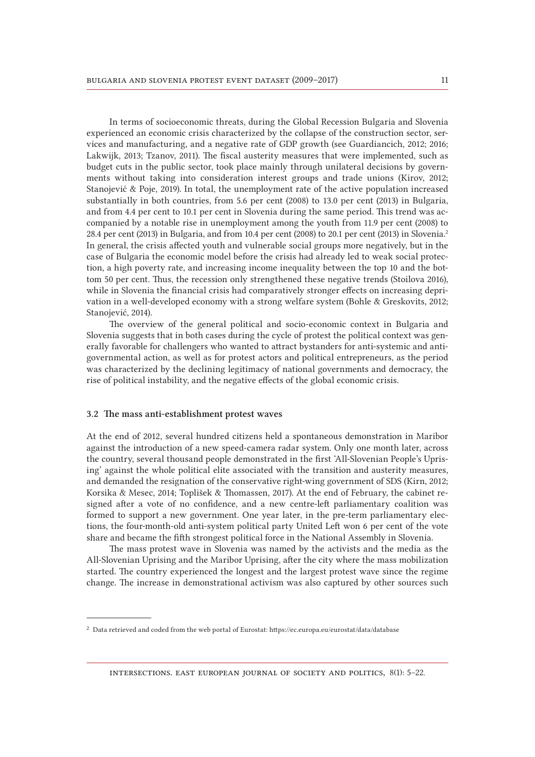In terms of socioeconomic threats, during the Global Recession Bulgaria and Slovenia experienced an economic crisis characterized by the collapse of the construction sector, services and manufacturing, and a negative rate of GDP growth (see Guardiancich, 2012; 2016; Lakwijk, 2013; Tzanov, 2011). The fiscal austerity measures that were implemented, such as budget cuts in the public sector, took place mainly through unilateral decisions by governments without taking into consideration interest groups and trade unions (Kirov, 2012; Stanojević & Poje, 2019). In total, the unemployment rate of the active population increased substantially in both countries, from 5.6 per cent (2008) to 13.0 per cent (2013) in Bulgaria, and from 4.4 per cent to 10.1 per cent in Slovenia during the same period. This trend was accompanied by a notable rise in unemployment among the youth from 11.9 per cent (2008) to 28.4 per cent (2013) in Bulgaria, and from 10.4 per cent (2008) to 20.1 per cent (2013) in Slovenia.[2] In general, the crisis affected youth and vulnerable social groups more negatively, but in the case of Bulgaria the economic model before the crisis had already led to weak social protection, a high poverty rate, and increasing income inequality between the top 10 and the bottom 50 per cent. Thus, the recession only strengthened these negative trends (Stoilova 2016), while in Slovenia the financial crisis had comparatively stronger effects on increasing deprivation in a well-developed economy with a strong welfare system (Bohle & Greskovits, 2012; Stanojević, 2014).

The overview of the general political and socio-economic context in Bulgaria and Slovenia suggests that in both cases during the cycle of protest the political context was generally favorable for challengers who wanted to attract bystanders for anti-systemic and anti-governmental action, as well as for protest actors and political entrepreneurs, as the period was characterized by the declining legitimacy of national governments and democracy, the rise of political instability, and the negative effects of the global economic crisis.

### 3.2 The mass anti-establishment protest waves

At the end of 2012, several hundred citizens held a spontaneous demonstration in Maribor against the introduction of a new speed-camera radar system. Only one month later, across the country, several thousand people demonstrated in the first 'All-Slovenian People's Uprising' against the whole political elite associated with the transition and austerity measures, and demanded the resignation of the conservative right-wing government of SDS (Kirn, 2012; Korsika & Mesec, 2014; Toplišek & Thomassen, 2017). At the end of February, the cabinet resigned after a vote of no confidence, and a new centre-left parliamentary coalition was formed to support a new government. One year later, in the pre-term parliamentary elections, the four-month-old anti-system political party United Left won 6 per cent of the vote share and became the fifth strongest political force in the National Assembly in Slovenia.

The mass protest wave in Slovenia was named by the activists and the media as the All-Slovenian Uprising and the Maribor Uprising, after the city where the mass mobilization started. The country experienced the longest and the largest protest wave since the regime change. The increase in demonstrational activism was also captured by other sources such

[2] Data retrieved and coded from the web portal of Eurostat: https://ec.europa.eu/eurostat/data/database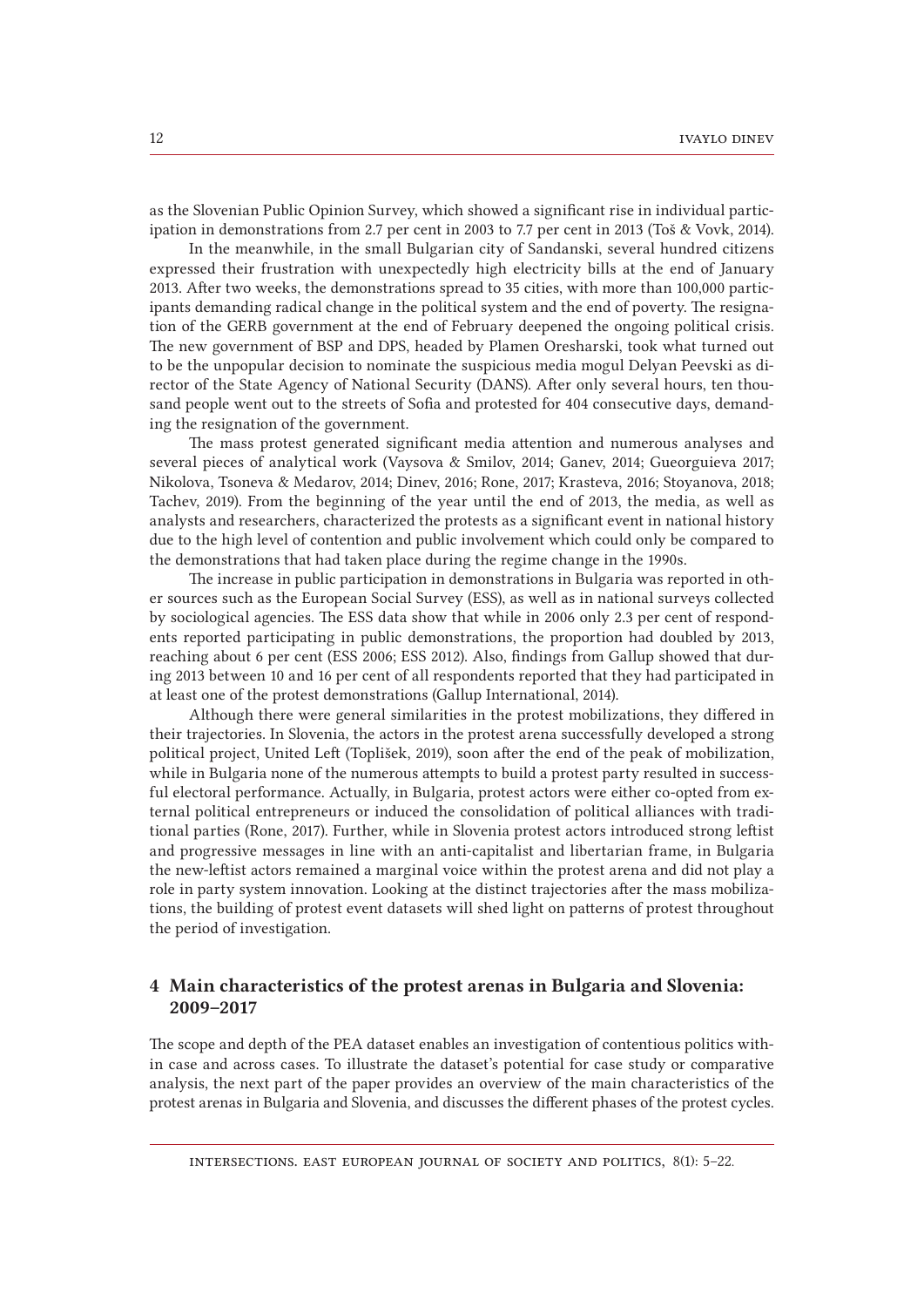as the Slovenian Public Opinion Survey, which showed a significant rise in individual participation in demonstrations from 2.7 per cent in 2003 to 7.7 per cent in 2013 (Toš & Vovk, 2014).

In the meanwhile, in the small Bulgarian city of Sandanski, several hundred citizens expressed their frustration with unexpectedly high electricity bills at the end of January 2013. After two weeks, the demonstrations spread to 35 cities, with more than 100,000 participants demanding radical change in the political system and the end of poverty. The resignation of the GERB government at the end of February deepened the ongoing political crisis. The new government of BSP and DPS, headed by Plamen Oresharski, took what turned out to be the unpopular decision to nominate the suspicious media mogul Delyan Peevski as director of the State Agency of National Security (DANS). After only several hours, ten thousand people went out to the streets of Sofia and protested for 404 consecutive days, demanding the resignation of the government.

The mass protest generated significant media attention and numerous analyses and several pieces of analytical work (Vaysova & Smilov, 2014; Ganev, 2014; Gueorguieva 2017; Nikolova, Tsoneva & Medarov, 2014; Dinev, 2016; Rone, 2017; Krasteva, 2016; Stoyanova, 2018; Tachev, 2019). From the beginning of the year until the end of 2013, the media, as well as analysts and researchers, characterized the protests as a significant event in national history due to the high level of contention and public involvement which could only be compared to the demonstrations that had taken place during the regime change in the 1990s.

The increase in public participation in demonstrations in Bulgaria was reported in other sources such as the European Social Survey (ESS), as well as in national surveys collected by sociological agencies. The ESS data show that while in 2006 only 2.3 per cent of respondents reported participating in public demonstrations, the proportion had doubled by 2013, reaching about 6 per cent (ESS 2006; ESS 2012). Also, findings from Gallup showed that during 2013 between 10 and 16 per cent of all respondents reported that they had participated in at least one of the protest demonstrations (Gallup International, 2014).

Although there were general similarities in the protest mobilizations, they differed in their trajectories. In Slovenia, the actors in the protest arena successfully developed a strong political project, United Left (Toplišek, 2019), soon after the end of the peak of mobilization, while in Bulgaria none of the numerous attempts to build a protest party resulted in successful electoral performance. Actually, in Bulgaria, protest actors were either co-opted from external political entrepreneurs or induced the consolidation of political alliances with traditional parties (Rone, 2017). Further, while in Slovenia protest actors introduced strong leftist and progressive messages in line with an anti-capitalist and libertarian frame, in Bulgaria the new-leftist actors remained a marginal voice within the protest arena and did not play a role in party system innovation. Looking at the distinct trajectories after the mass mobilizations, the building of protest event datasets will shed light on patterns of protest throughout the period of investigation.

## 4 Main characteristics of the protest arenas in Bulgaria and Slovenia: 2009–2017

The scope and depth of the PEA dataset enables an investigation of contentious politics within case and across cases. To illustrate the dataset's potential for case study or comparative analysis, the next part of the paper provides an overview of the main characteristics of the protest arenas in Bulgaria and Slovenia, and discusses the different phases of the protest cycles.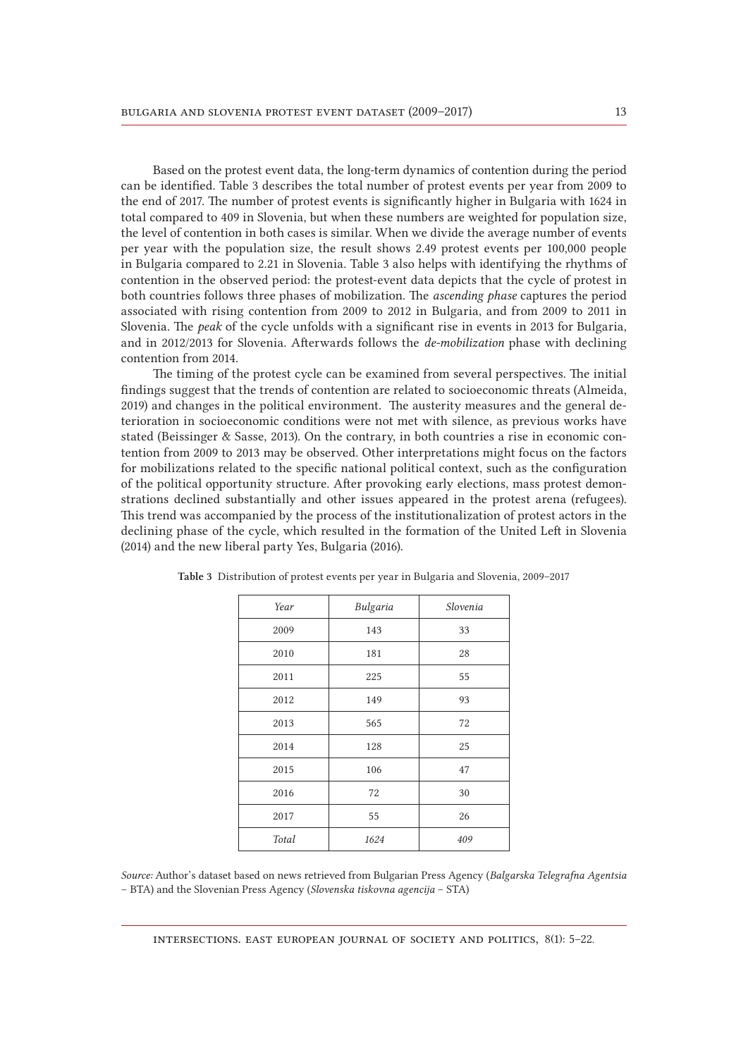Based on the protest event data, the long-term dynamics of contention during the period can be identified. Table 3 describes the total number of protest events per year from 2009 to the end of 2017. The number of protest events is significantly higher in Bulgaria with 1624 in total compared to 409 in Slovenia, but when these numbers are weighted for population size, the level of contention in both cases is similar. When we divide the average number of events per year with the population size, the result shows 2.49 protest events per 100,000 people in Bulgaria compared to 2.21 in Slovenia. Table 3 also helps with identifying the rhythms of contention in the observed period: the protest-event data depicts that the cycle of protest in both countries follows three phases of mobilization. The *ascending phase* captures the period associated with rising contention from 2009 to 2012 in Bulgaria, and from 2009 to 2011 in Slovenia. The *peak* of the cycle unfolds with a significant rise in events in 2013 for Bulgaria, and in 2012/2013 for Slovenia. Afterwards follows the *de-mobilization* phase with declining contention from 2014.

The timing of the protest cycle can be examined from several perspectives. The initial findings suggest that the trends of contention are related to socioeconomic threats (Almeida, 2019) and changes in the political environment. The austerity measures and the general deterioration in socioeconomic conditions were not met with silence, as previous works have stated (Beissinger & Sasse, 2013). On the contrary, in both countries a rise in economic contention from 2009 to 2013 may be observed. Other interpretations might focus on the factors for mobilizations related to the specific national political context, such as the configuration of the political opportunity structure. After provoking early elections, mass protest demonstrations declined substantially and other issues appeared in the protest arena (refugees). This trend was accompanied by the process of the institutionalization of protest actors in the declining phase of the cycle, which resulted in the formation of the United Left in Slovenia (2014) and the new liberal party Yes, Bulgaria (2016).

**Table 3** Distribution of protest events per year in Bulgaria and Slovenia, 2009–2017

| *Year* | *Bulgaria* | *Slovenia* |
|---|---|---|
| 2009 | 143 | 33 |
| 2010 | 181 | 28 |
| 2011 | 225 | 55 |
| 2012 | 149 | 93 |
| 2013 | 565 | 72 |
| 2014 | 128 | 25 |
| 2015 | 106 | 47 |
| 2016 | 72 | 30 |
| 2017 | 55 | 26 |
| *Total* | *1624* | *409* |

*Source:* Author's dataset based on news retrieved from Bulgarian Press Agency (*Balgarska Telegrafna Agentsia* – BTA) and the Slovenian Press Agency (*Slovenska tiskovna agencija* – STA)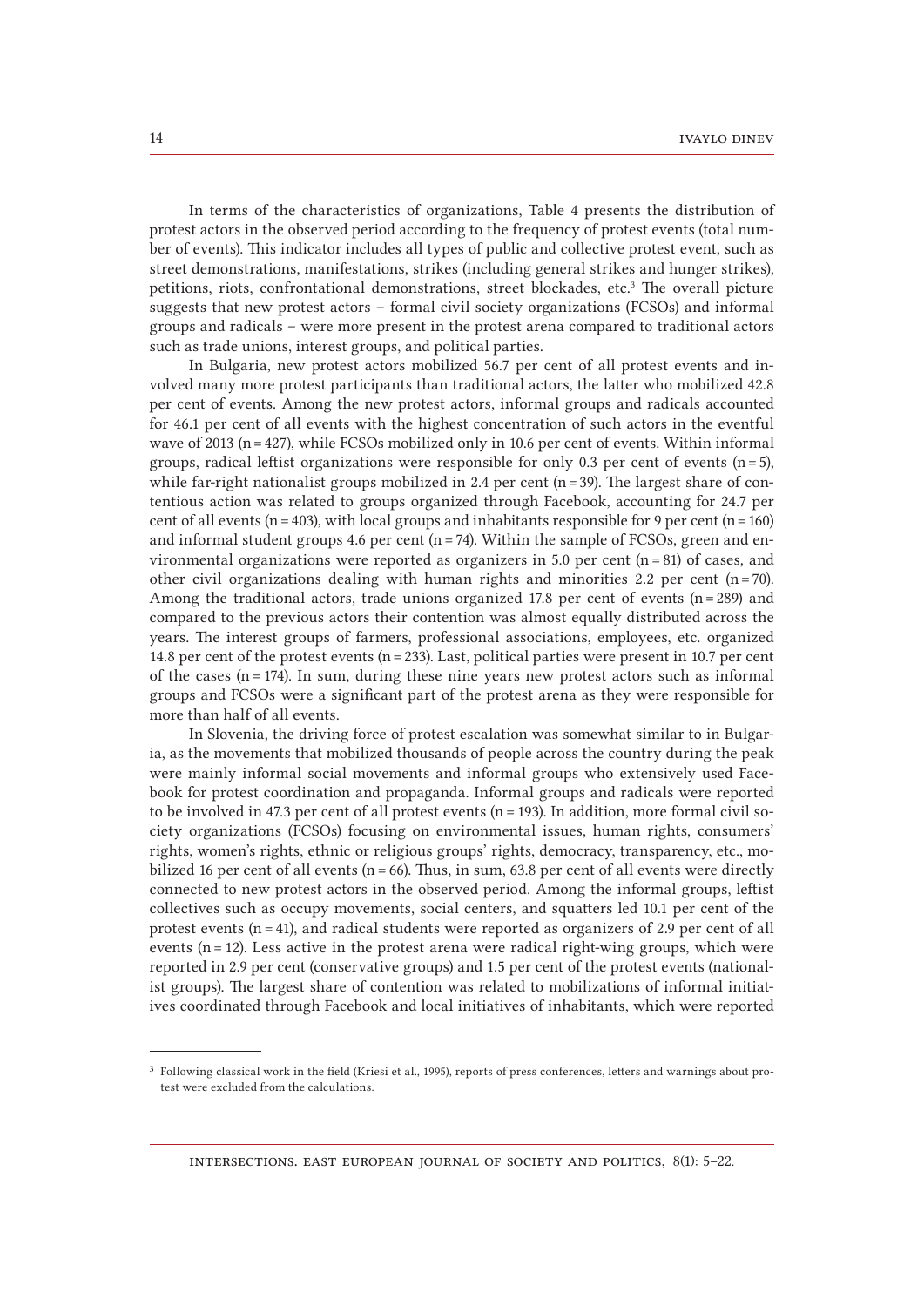In terms of the characteristics of organizations, Table 4 presents the distribution of protest actors in the observed period according to the frequency of protest events (total number of events). This indicator includes all types of public and collective protest event, such as street demonstrations, manifestations, strikes (including general strikes and hunger strikes), petitions, riots, confrontational demonstrations, street blockades, etc.[3] The overall picture suggests that new protest actors – formal civil society organizations (FCSOs) and informal groups and radicals – were more present in the protest arena compared to traditional actors such as trade unions, interest groups, and political parties.

In Bulgaria, new protest actors mobilized 56.7 per cent of all protest events and involved many more protest participants than traditional actors, the latter who mobilized 42.8 per cent of events. Among the new protest actors, informal groups and radicals accounted for 46.1 per cent of all events with the highest concentration of such actors in the eventful wave of 2013 (n = 427), while FCSOs mobilized only in 10.6 per cent of events. Within informal groups, radical leftist organizations were responsible for only 0.3 per cent of events (n = 5), while far-right nationalist groups mobilized in 2.4 per cent (n = 39). The largest share of contentious action was related to groups organized through Facebook, accounting for 24.7 per cent of all events (n = 403), with local groups and inhabitants responsible for 9 per cent (n = 160) and informal student groups 4.6 per cent (n = 74). Within the sample of FCSOs, green and environmental organizations were reported as organizers in 5.0 per cent (n = 81) of cases, and other civil organizations dealing with human rights and minorities 2.2 per cent (n = 70). Among the traditional actors, trade unions organized 17.8 per cent of events (n = 289) and compared to the previous actors their contention was almost equally distributed across the years. The interest groups of farmers, professional associations, employees, etc. organized 14.8 per cent of the protest events (n = 233). Last, political parties were present in 10.7 per cent of the cases (n = 174). In sum, during these nine years new protest actors such as informal groups and FCSOs were a significant part of the protest arena as they were responsible for more than half of all events.

In Slovenia, the driving force of protest escalation was somewhat similar to in Bulgaria, as the movements that mobilized thousands of people across the country during the peak were mainly informal social movements and informal groups who extensively used Facebook for protest coordination and propaganda. Informal groups and radicals were reported to be involved in 47.3 per cent of all protest events (n = 193). In addition, more formal civil society organizations (FCSOs) focusing on environmental issues, human rights, consumers' rights, women's rights, ethnic or religious groups' rights, democracy, transparency, etc., mobilized 16 per cent of all events (n = 66). Thus, in sum, 63.8 per cent of all events were directly connected to new protest actors in the observed period. Among the informal groups, leftist collectives such as occupy movements, social centers, and squatters led 10.1 per cent of the protest events (n = 41), and radical students were reported as organizers of 2.9 per cent of all events (n = 12). Less active in the protest arena were radical right-wing groups, which were reported in 2.9 per cent (conservative groups) and 1.5 per cent of the protest events (nationalist groups). The largest share of contention was related to mobilizations of informal initiatives coordinated through Facebook and local initiatives of inhabitants, which were reported

---

[3] Following classical work in the field (Kriesi et al., 1995), reports of press conferences, letters and warnings about protest were excluded from the calculations.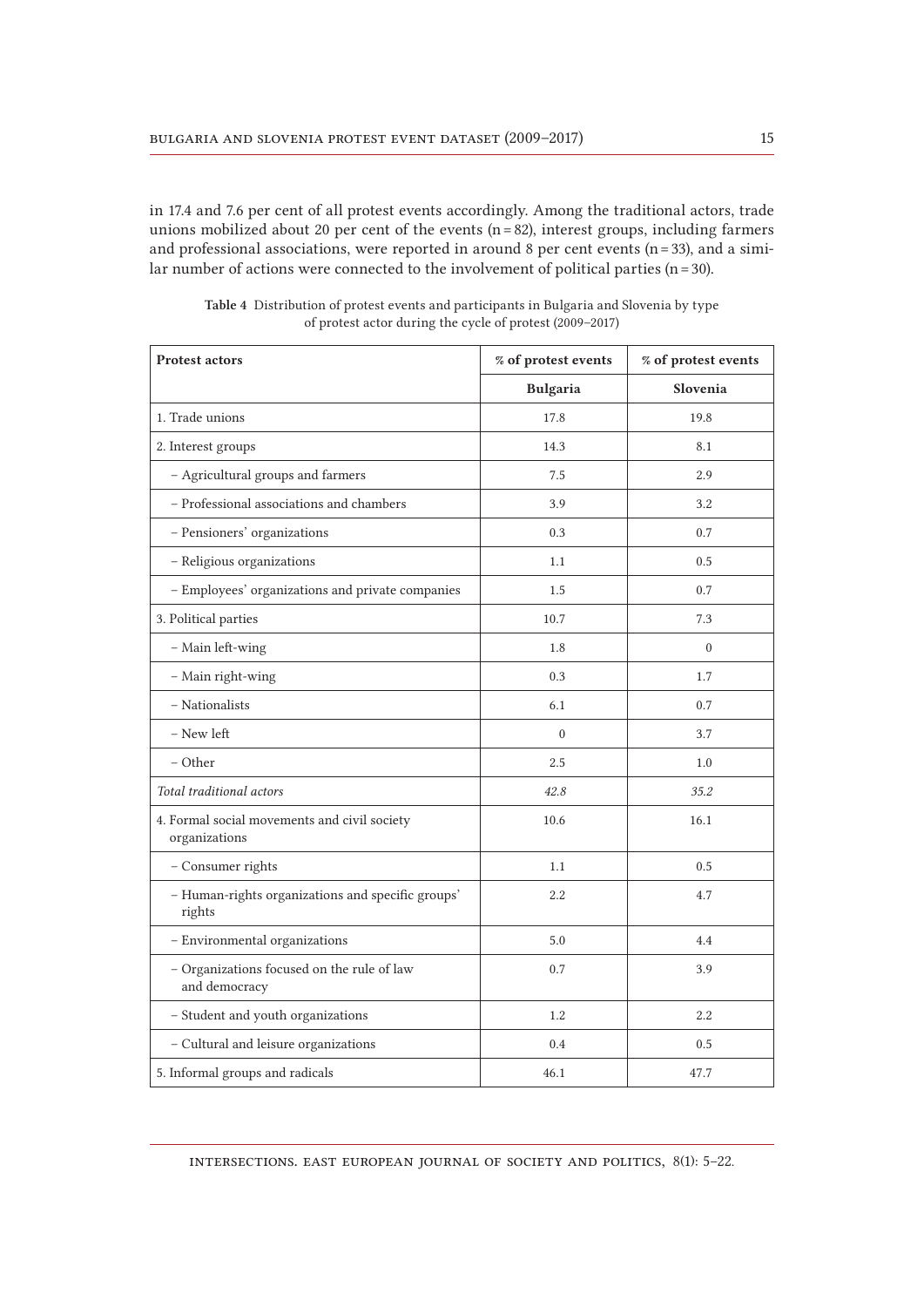in 17.4 and 7.6 per cent of all protest events accordingly. Among the traditional actors, trade unions mobilized about 20 per cent of the events (n = 82), interest groups, including farmers and professional associations, were reported in around 8 per cent events (n = 33), and a similar number of actions were connected to the involvement of political parties (n = 30).

**Table 4** Distribution of protest events and participants in Bulgaria and Slovenia by type of protest actor during the cycle of protest (2009–2017)

| Protest actors | % of protest events | % of protest events |
|---|---|---|
| | **Bulgaria** | **Slovenia** |
| 1. Trade unions | 17.8 | 19.8 |
| 2. Interest groups | 14.3 | 8.1 |
| – Agricultural groups and farmers | 7.5 | 2.9 |
| – Professional associations and chambers | 3.9 | 3.2 |
| – Pensioners' organizations | 0.3 | 0.7 |
| – Religious organizations | 1.1 | 0.5 |
| – Employees' organizations and private companies | 1.5 | 0.7 |
| 3. Political parties | 10.7 | 7.3 |
| – Main left-wing | 1.8 | 0 |
| – Main right-wing | 0.3 | 1.7 |
| – Nationalists | 6.1 | 0.7 |
| – New left | 0 | 3.7 |
| – Other | 2.5 | 1.0 |
| *Total traditional actors* | *42.8* | *35.2* |
| 4. Formal social movements and civil society organizations | 10.6 | 16.1 |
| – Consumer rights | 1.1 | 0.5 |
| – Human-rights organizations and specific groups' rights | 2.2 | 4.7 |
| – Environmental organizations | 5.0 | 4.4 |
| – Organizations focused on the rule of law and democracy | 0.7 | 3.9 |
| – Student and youth organizations | 1.2 | 2.2 |
| – Cultural and leisure organizations | 0.4 | 0.5 |
| 5. Informal groups and radicals | 46.1 | 47.7 |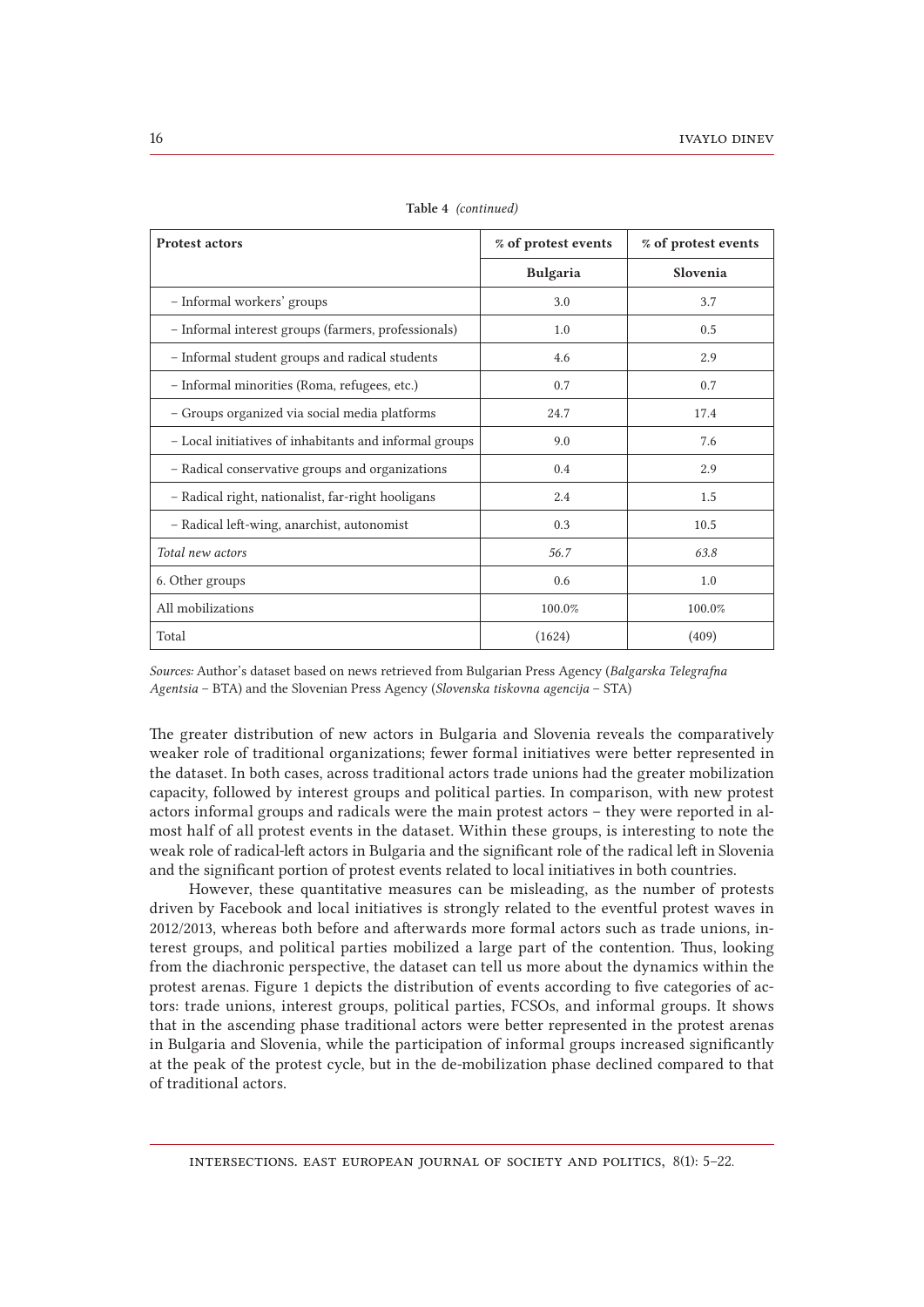**Table 4** *(continued)*

| **Protest actors** | **% of protest events** | **% of protest events** |
| --- | --- | --- |
| | **Bulgaria** | **Slovenia** |
| – Informal workers' groups | 3.0 | 3.7 |
| – Informal interest groups (farmers, professionals) | 1.0 | 0.5 |
| – Informal student groups and radical students | 4.6 | 2.9 |
| – Informal minorities (Roma, refugees, etc.) | 0.7 | 0.7 |
| – Groups organized via social media platforms | 24.7 | 17.4 |
| – Local initiatives of inhabitants and informal groups | 9.0 | 7.6 |
| – Radical conservative groups and organizations | 0.4 | 2.9 |
| – Radical right, nationalist, far-right hooligans | 2.4 | 1.5 |
| – Radical left-wing, anarchist, autonomist | 0.3 | 10.5 |
| *Total new actors* | *56.7* | *63.8* |
| 6. Other groups | 0.6 | 1.0 |
| All mobilizations | 100.0% | 100.0% |
| Total | (1624) | (409) |

*Sources:* Author's dataset based on news retrieved from Bulgarian Press Agency (*Balgarska Telegrafna Agentsia* – BTA) and the Slovenian Press Agency (*Slovenska tiskovna agencija* – STA)

The greater distribution of new actors in Bulgaria and Slovenia reveals the comparatively weaker role of traditional organizations; fewer formal initiatives were better represented in the dataset. In both cases, across traditional actors trade unions had the greater mobilization capacity, followed by interest groups and political parties. In comparison, with new protest actors informal groups and radicals were the main protest actors – they were reported in almost half of all protest events in the dataset. Within these groups, is interesting to note the weak role of radical-left actors in Bulgaria and the significant role of the radical left in Slovenia and the significant portion of protest events related to local initiatives in both countries.

However, these quantitative measures can be misleading, as the number of protests driven by Facebook and local initiatives is strongly related to the eventful protest waves in 2012/2013, whereas both before and afterwards more formal actors such as trade unions, interest groups, and political parties mobilized a large part of the contention. Thus, looking from the diachronic perspective, the dataset can tell us more about the dynamics within the protest arenas. Figure 1 depicts the distribution of events according to five categories of actors: trade unions, interest groups, political parties, FCSOs, and informal groups. It shows that in the ascending phase traditional actors were better represented in the protest arenas in Bulgaria and Slovenia, while the participation of informal groups increased significantly at the peak of the protest cycle, but in the de-mobilization phase declined compared to that of traditional actors.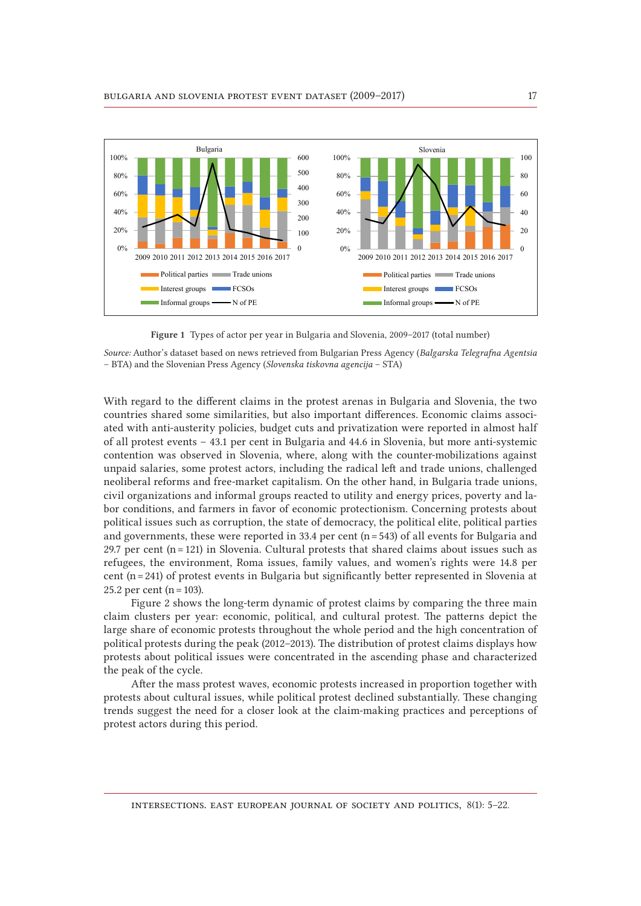**Figure 1** Types of actor per year in Bulgaria and Slovenia, 2009–2017 (total number)

*Source:* Author's dataset based on news retrieved from Bulgarian Press Agency (*Balgarska Telegrafna Agentsia* – BTA) and the Slovenian Press Agency (*Slovenska tiskovna agencija* – STA)

With regard to the different claims in the protest arenas in Bulgaria and Slovenia, the two countries shared some similarities, but also important differences. Economic claims associated with anti-austerity policies, budget cuts and privatization were reported in almost half of all protest events – 43.1 per cent in Bulgaria and 44.6 in Slovenia, but more anti-systemic contention was observed in Slovenia, where, along with the counter-mobilizations against unpaid salaries, some protest actors, including the radical left and trade unions, challenged neoliberal reforms and free-market capitalism. On the other hand, in Bulgaria trade unions, civil organizations and informal groups reacted to utility and energy prices, poverty and labor conditions, and farmers in favor of economic protectionism. Concerning protests about political issues such as corruption, the state of democracy, the political elite, political parties and governments, these were reported in 33.4 per cent (n = 543) of all events for Bulgaria and 29.7 per cent (n = 121) in Slovenia. Cultural protests that shared claims about issues such as refugees, the environment, Roma issues, family values, and women's rights were 14.8 per cent (n = 241) of protest events in Bulgaria but significantly better represented in Slovenia at 25.2 per cent (n = 103).

Figure 2 shows the long-term dynamic of protest claims by comparing the three main claim clusters per year: economic, political, and cultural protest. The patterns depict the large share of economic protests throughout the whole period and the high concentration of political protests during the peak (2012–2013). The distribution of protest claims displays how protests about political issues were concentrated in the ascending phase and characterized the peak of the cycle.

After the mass protest waves, economic protests increased in proportion together with protests about cultural issues, while political protest declined substantially. These changing trends suggest the need for a closer look at the claim-making practices and perceptions of protest actors during this period.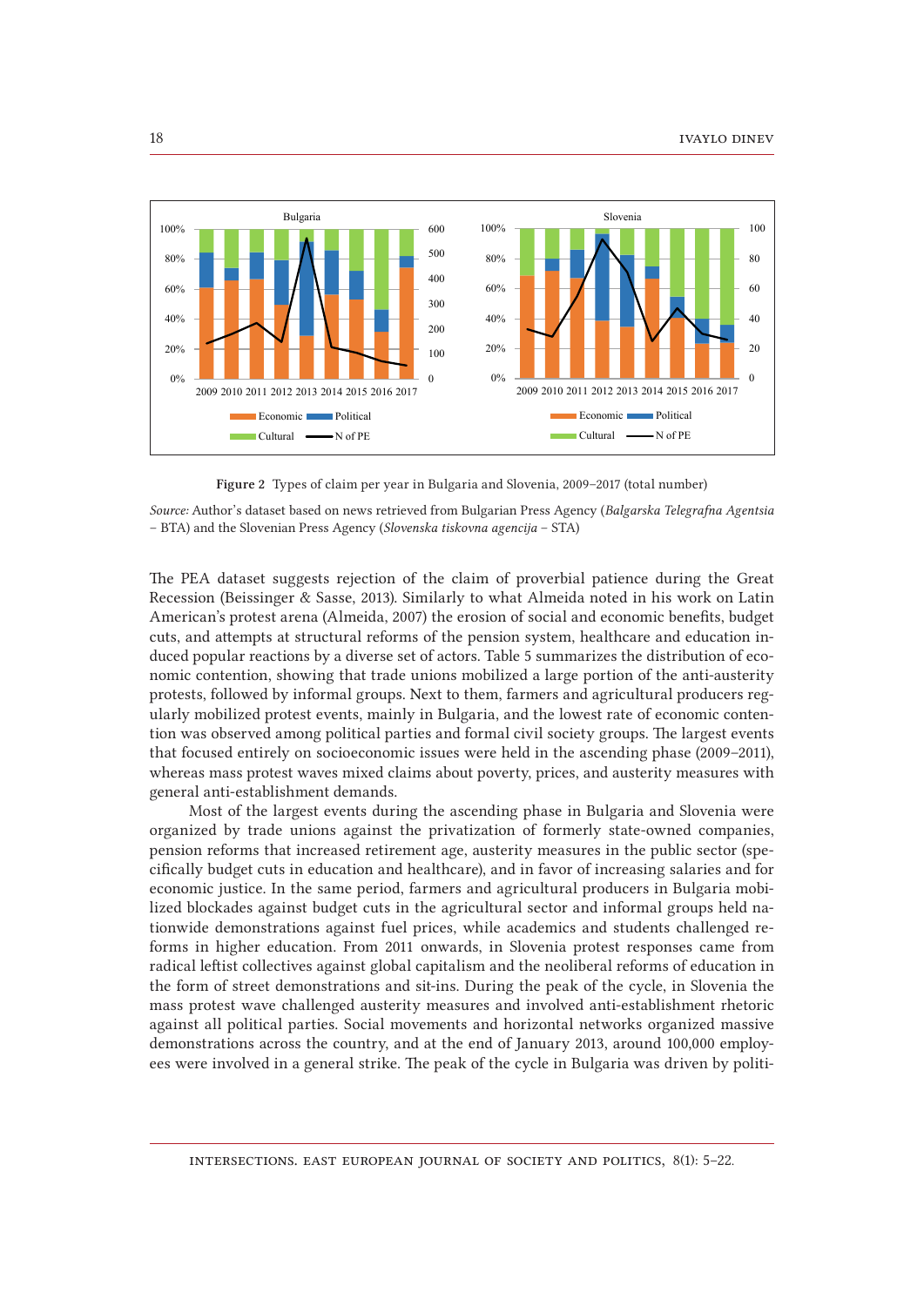Figure 2 Types of claim per year in Bulgaria and Slovenia, 2009–2017 (total number)

*Source:* Author's dataset based on news retrieved from Bulgarian Press Agency (*Balgarska Telegrafna Agentsia* – BTA) and the Slovenian Press Agency (*Slovenska tiskovna agencija* – STA)

The PEA dataset suggests rejection of the claim of proverbial patience during the Great Recession (Beissinger & Sasse, 2013). Similarly to what Almeida noted in his work on Latin American's protest arena (Almeida, 2007) the erosion of social and economic benefits, budget cuts, and attempts at structural reforms of the pension system, healthcare and education induced popular reactions by a diverse set of actors. Table 5 summarizes the distribution of economic contention, showing that trade unions mobilized a large portion of the anti-austerity protests, followed by informal groups. Next to them, farmers and agricultural producers regularly mobilized protest events, mainly in Bulgaria, and the lowest rate of economic contention was observed among political parties and formal civil society groups. The largest events that focused entirely on socioeconomic issues were held in the ascending phase (2009–2011), whereas mass protest waves mixed claims about poverty, prices, and austerity measures with general anti-establishment demands.

Most of the largest events during the ascending phase in Bulgaria and Slovenia were organized by trade unions against the privatization of formerly state-owned companies, pension reforms that increased retirement age, austerity measures in the public sector (specifically budget cuts in education and healthcare), and in favor of increasing salaries and for economic justice. In the same period, farmers and agricultural producers in Bulgaria mobilized blockades against budget cuts in the agricultural sector and informal groups held nationwide demonstrations against fuel prices, while academics and students challenged reforms in higher education. From 2011 onwards, in Slovenia protest responses came from radical leftist collectives against global capitalism and the neoliberal reforms of education in the form of street demonstrations and sit-ins. During the peak of the cycle, in Slovenia the mass protest wave challenged austerity measures and involved anti-establishment rhetoric against all political parties. Social movements and horizontal networks organized massive demonstrations across the country, and at the end of January 2013, around 100,000 employees were involved in a general strike. The peak of the cycle in Bulgaria was driven by politi-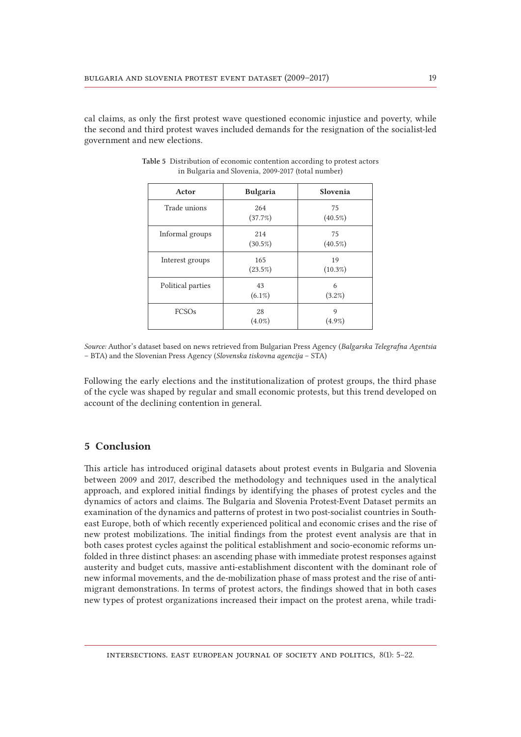cal claims, as only the first protest wave questioned economic injustice and poverty, while the second and third protest waves included demands for the resignation of the socialist-led government and new elections.

**Table 5** Distribution of economic contention according to protest actors in Bulgaria and Slovenia, 2009-2017 (total number)

| Actor | Bulgaria | Slovenia |
|---|---|---|
| Trade unions | 264 (37.7%) | 75 (40.5%) |
| Informal groups | 214 (30.5%) | 75 (40.5%) |
| Interest groups | 165 (23.5%) | 19 (10.3%) |
| Political parties | 43 (6.1%) | 6 (3.2%) |
| FCSOs | 28 (4.0%) | 9 (4.9%) |

*Source:* Author's dataset based on news retrieved from Bulgarian Press Agency (*Balgarska Telegrafna Agentsia* – BTA) and the Slovenian Press Agency (*Slovenska tiskovna agencija* – STA)

Following the early elections and the institutionalization of protest groups, the third phase of the cycle was shaped by regular and small economic protests, but this trend developed on account of the declining contention in general.

## 5 Conclusion

This article has introduced original datasets about protest events in Bulgaria and Slovenia between 2009 and 2017, described the methodology and techniques used in the analytical approach, and explored initial findings by identifying the phases of protest cycles and the dynamics of actors and claims. The Bulgaria and Slovenia Protest-Event Dataset permits an examination of the dynamics and patterns of protest in two post-socialist countries in Southeast Europe, both of which recently experienced political and economic crises and the rise of new protest mobilizations. The initial findings from the protest event analysis are that in both cases protest cycles against the political establishment and socio-economic reforms unfolded in three distinct phases: an ascending phase with immediate protest responses against austerity and budget cuts, massive anti-establishment discontent with the dominant role of new informal movements, and the de-mobilization phase of mass protest and the rise of anti-migrant demonstrations. In terms of protest actors, the findings showed that in both cases new types of protest organizations increased their impact on the protest arena, while tradi-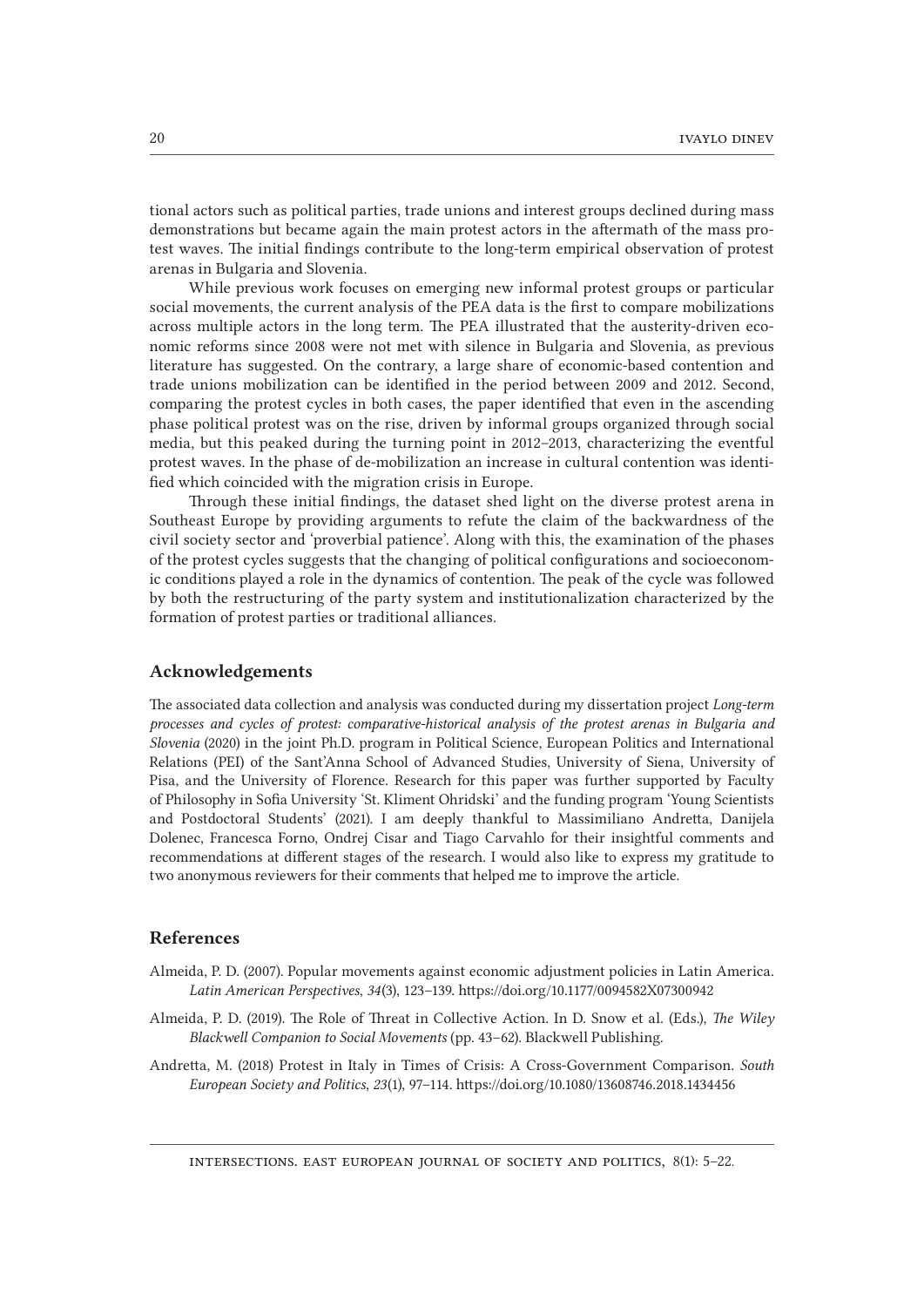tional actors such as political parties, trade unions and interest groups declined during mass demonstrations but became again the main protest actors in the aftermath of the mass protest waves. The initial findings contribute to the long-term empirical observation of protest arenas in Bulgaria and Slovenia.

While previous work focuses on emerging new informal protest groups or particular social movements, the current analysis of the PEA data is the first to compare mobilizations across multiple actors in the long term. The PEA illustrated that the austerity-driven economic reforms since 2008 were not met with silence in Bulgaria and Slovenia, as previous literature has suggested. On the contrary, a large share of economic-based contention and trade unions mobilization can be identified in the period between 2009 and 2012. Second, comparing the protest cycles in both cases, the paper identified that even in the ascending phase political protest was on the rise, driven by informal groups organized through social media, but this peaked during the turning point in 2012–2013, characterizing the eventful protest waves. In the phase of de-mobilization an increase in cultural contention was identified which coincided with the migration crisis in Europe.

Through these initial findings, the dataset shed light on the diverse protest arena in Southeast Europe by providing arguments to refute the claim of the backwardness of the civil society sector and 'proverbial patience'. Along with this, the examination of the phases of the protest cycles suggests that the changing of political configurations and socioeconomic conditions played a role in the dynamics of contention. The peak of the cycle was followed by both the restructuring of the party system and institutionalization characterized by the formation of protest parties or traditional alliances.

## Acknowledgements

The associated data collection and analysis was conducted during my dissertation project *Long-term processes and cycles of protest: comparative-historical analysis of the protest arenas in Bulgaria and Slovenia* (2020) in the joint Ph.D. program in Political Science, European Politics and International Relations (PEI) of the Sant'Anna School of Advanced Studies, University of Siena, University of Pisa, and the University of Florence. Research for this paper was further supported by Faculty of Philosophy in Sofia University 'St. Kliment Ohridski' and the funding program 'Young Scientists and Postdoctoral Students' (2021). I am deeply thankful to Massimiliano Andretta, Danijela Dolenec, Francesca Forno, Ondrej Cisar and Tiago Carvahlo for their insightful comments and recommendations at different stages of the research. I would also like to express my gratitude to two anonymous reviewers for their comments that helped me to improve the article.

## References

Almeida, P. D. (2007). Popular movements against economic adjustment policies in Latin America. *Latin American Perspectives*, *34*(3), 123–139. https://doi.org/10.1177/0094582X07300942

Almeida, P. D. (2019). The Role of Threat in Collective Action. In D. Snow et al. (Eds.), *The Wiley Blackwell Companion to Social Movements* (pp. 43–62). Blackwell Publishing.

Andretta, M. (2018) Protest in Italy in Times of Crisis: A Cross-Government Comparison. *South European Society and Politics*, *23*(1), 97–114. https://doi.org/10.1080/13608746.2018.1434456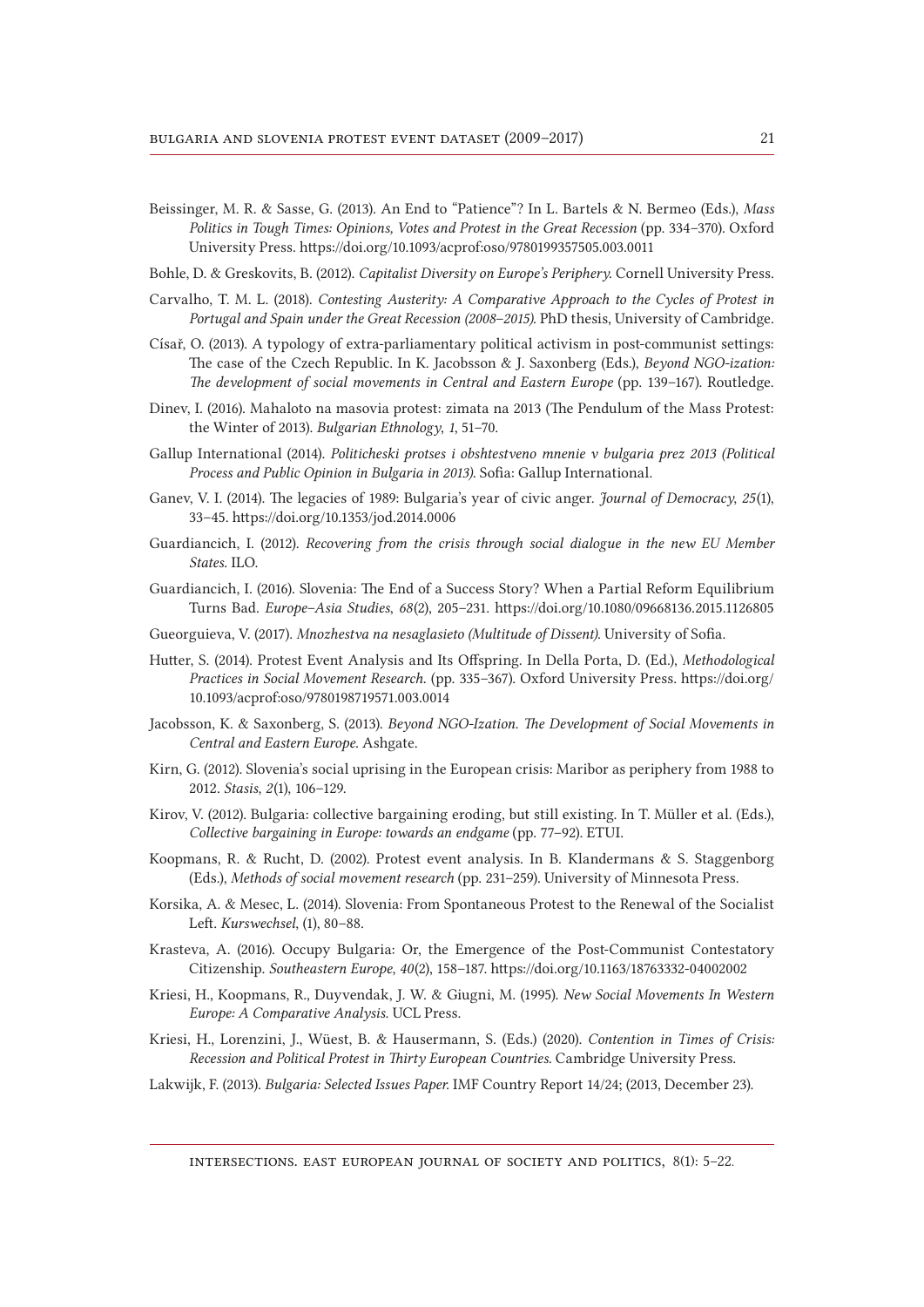Beissinger, M. R. & Sasse, G. (2013). An End to "Patience"? In L. Bartels & N. Bermeo (Eds.), *Mass Politics in Tough Times: Opinions, Votes and Protest in the Great Recession* (pp. 334–370). Oxford University Press. https://doi.org/10.1093/acprof:oso/9780199357505.003.0011

Bohle, D. & Greskovits, B. (2012). *Capitalist Diversity on Europe's Periphery.* Cornell University Press.

Carvalho, T. M. L. (2018). *Contesting Austerity: A Comparative Approach to the Cycles of Protest in Portugal and Spain under the Great Recession (2008–2015).* PhD thesis, University of Cambridge.

Císař, O. (2013). A typology of extra-parliamentary political activism in post-communist settings: The case of the Czech Republic. In K. Jacobsson & J. Saxonberg (Eds.), *Beyond NGO-ization: The development of social movements in Central and Eastern Europe* (pp. 139–167). Routledge.

Dinev, I. (2016). Mahaloto na masovia protest: zimata na 2013 (The Pendulum of the Mass Protest: the Winter of 2013). *Bulgarian Ethnology*, *1*, 51–70.

Gallup International (2014). *Politicheski protses i obshtestveno mnenie v bulgaria prez 2013 (Political Process and Public Opinion in Bulgaria in 2013).* Sofia: Gallup International.

Ganev, V. I. (2014). The legacies of 1989: Bulgaria's year of civic anger. *Journal of Democracy*, *25*(1), 33–45. https://doi.org/10.1353/jod.2014.0006

Guardiancich, I. (2012). *Recovering from the crisis through social dialogue in the new EU Member States.* ILO.

Guardiancich, I. (2016). Slovenia: The End of a Success Story? When a Partial Reform Equilibrium Turns Bad. *Europe–Asia Studies*, *68*(2), 205–231. https://doi.org/10.1080/09668136.2015.1126805

Gueorguieva, V. (2017). *Mnozhestva na nesaglasieto (Multitude of Dissent).* University of Sofia.

Hutter, S. (2014). Protest Event Analysis and Its Offspring. In Della Porta, D. (Ed.), *Methodological Practices in Social Movement Research.* (pp. 335–367). Oxford University Press. https://doi.org/10.1093/acprof:oso/9780198719571.003.0014

Jacobsson, K. & Saxonberg, S. (2013). *Beyond NGO-Ization. The Development of Social Movements in Central and Eastern Europe.* Ashgate.

Kirn, G. (2012). Slovenia's social uprising in the European crisis: Maribor as periphery from 1988 to 2012. *Stasis*, *2*(1), 106–129.

Kirov, V. (2012). Bulgaria: collective bargaining eroding, but still existing. In T. Müller et al. (Eds.), *Collective bargaining in Europe: towards an endgame* (pp. 77–92). ETUI.

Koopmans, R. & Rucht, D. (2002). Protest event analysis. In B. Klandermans & S. Staggenborg (Eds.), *Methods of social movement research* (pp. 231–259). University of Minnesota Press.

Korsika, A. & Mesec, L. (2014). Slovenia: From Spontaneous Protest to the Renewal of the Socialist Left. *Kurswechsel*, (1), 80–88.

Krasteva, A. (2016). Occupy Bulgaria: Or, the Emergence of the Post-Communist Contestatory Citizenship. *Southeastern Europe*, *40*(2), 158–187. https://doi.org/10.1163/18763332-04002002

Kriesi, H., Koopmans, R., Duyvendak, J. W. & Giugni, M. (1995). *New Social Movements In Western Europe: A Comparative Analysis.* UCL Press.

Kriesi, H., Lorenzini, J., Wüest, B. & Hausermann, S. (Eds.) (2020). *Contention in Times of Crisis: Recession and Political Protest in Thirty European Countries.* Cambridge University Press.

Lakwijk, F. (2013). *Bulgaria: Selected Issues Paper.* IMF Country Report 14/24; (2013, December 23).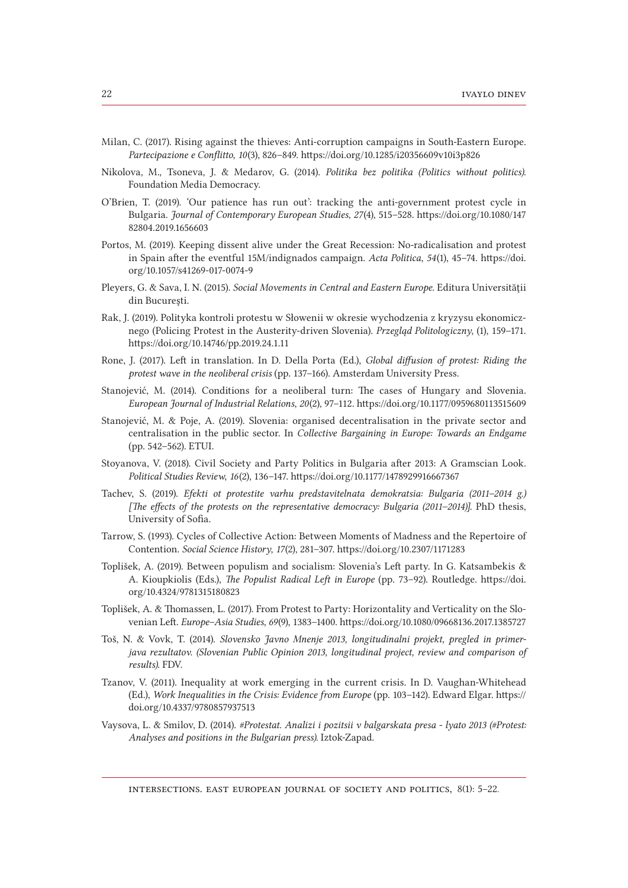Milan, C. (2017). Rising against the thieves: Anti-corruption campaigns in South-Eastern Europe. *Partecipazione e Conflitto*, *10*(3), 826–849. https://doi.org/10.1285/i20356609v10i3p826

Nikolova, M., Tsoneva, J. & Medarov, G. (2014). *Politika bez politika (Politics without politics).* Foundation Media Democracy.

O'Brien, T. (2019). 'Our patience has run out': tracking the anti-government protest cycle in Bulgaria. *Journal of Contemporary European Studies*, *27*(4), 515–528. https://doi.org/10.1080/14782804.2019.1656603

Portos, M. (2019). Keeping dissent alive under the Great Recession: No-radicalisation and protest in Spain after the eventful 15M/indignados campaign. *Acta Politica*, *54*(1), 45–74. https://doi.org/10.1057/s41269-017-0074-9

Pleyers, G. & Sava, I. N. (2015). *Social Movements in Central and Eastern Europe.* Editura Universităţii din Bucureşti.

Rak, J. (2019). Polityka kontroli protestu w Słowenii w okresie wychodzenia z kryzysu ekonomicznego (Policing Protest in the Austerity-driven Slovenia). *Przegląd Politologiczny*, (1), 159–171. https://doi.org/10.14746/pp.2019.24.1.11

Rone, J. (2017). Left in translation. In D. Della Porta (Ed.), *Global diffusion of protest: Riding the protest wave in the neoliberal crisis* (pp. 137–166). Amsterdam University Press.

Stanojević, M. (2014). Conditions for a neoliberal turn: The cases of Hungary and Slovenia. *European Journal of Industrial Relations*, *20*(2), 97–112. https://doi.org/10.1177/0959680113515609

Stanojević, M. & Poje, A. (2019). Slovenia: organised decentralisation in the private sector and centralisation in the public sector. In *Collective Bargaining in Europe: Towards an Endgame* (pp. 542–562). ETUI.

Stoyanova, V. (2018). Civil Society and Party Politics in Bulgaria after 2013: A Gramscian Look. *Political Studies Review*, *16*(2), 136–147. https://doi.org/10.1177/1478929916667367

Tachev, S. (2019). *Efekti ot protestite varhu predstavitelnata demokratsia: Bulgaria (2011–2014 g.) [The effects of the protests on the representative democracy: Bulgaria (2011–2014)].* PhD thesis, University of Sofia.

Tarrow, S. (1993). Cycles of Collective Action: Between Moments of Madness and the Repertoire of Contention. *Social Science History*, *17*(2), 281–307. https://doi.org/10.2307/1171283

Toplišek, A. (2019). Between populism and socialism: Slovenia's Left party. In G. Katsambekis & A. Kioupkiolis (Eds.), *The Populist Radical Left in Europe* (pp. 73–92). Routledge. https://doi.org/10.4324/9781315180823

Toplišek, A. & Thomassen, L. (2017). From Protest to Party: Horizontality and Verticality on the Slovenian Left. *Europe–Asia Studies*, *69*(9), 1383–1400. https://doi.org/10.1080/09668136.2017.1385727

Toš, N. & Vovk, T. (2014). *Slovensko Javno Mnenje 2013, longitudinalni projekt, pregled in primerjava rezultatov. (Slovenian Public Opinion 2013, longitudinal project, review and comparison of results).* FDV.

Tzanov, V. (2011). Inequality at work emerging in the current crisis. In D. Vaughan-Whitehead (Ed.), *Work Inequalities in the Crisis: Evidence from Europe* (pp. 103–142). Edward Elgar. https://doi.org/10.4337/9780857937513

Vaysova, L. & Smilov, D. (2014). *#Protestat. Analizi i pozitsii v balgarskata presa - lyato 2013 (#Protest: Analyses and positions in the Bulgarian press).* Iztok-Zapad.